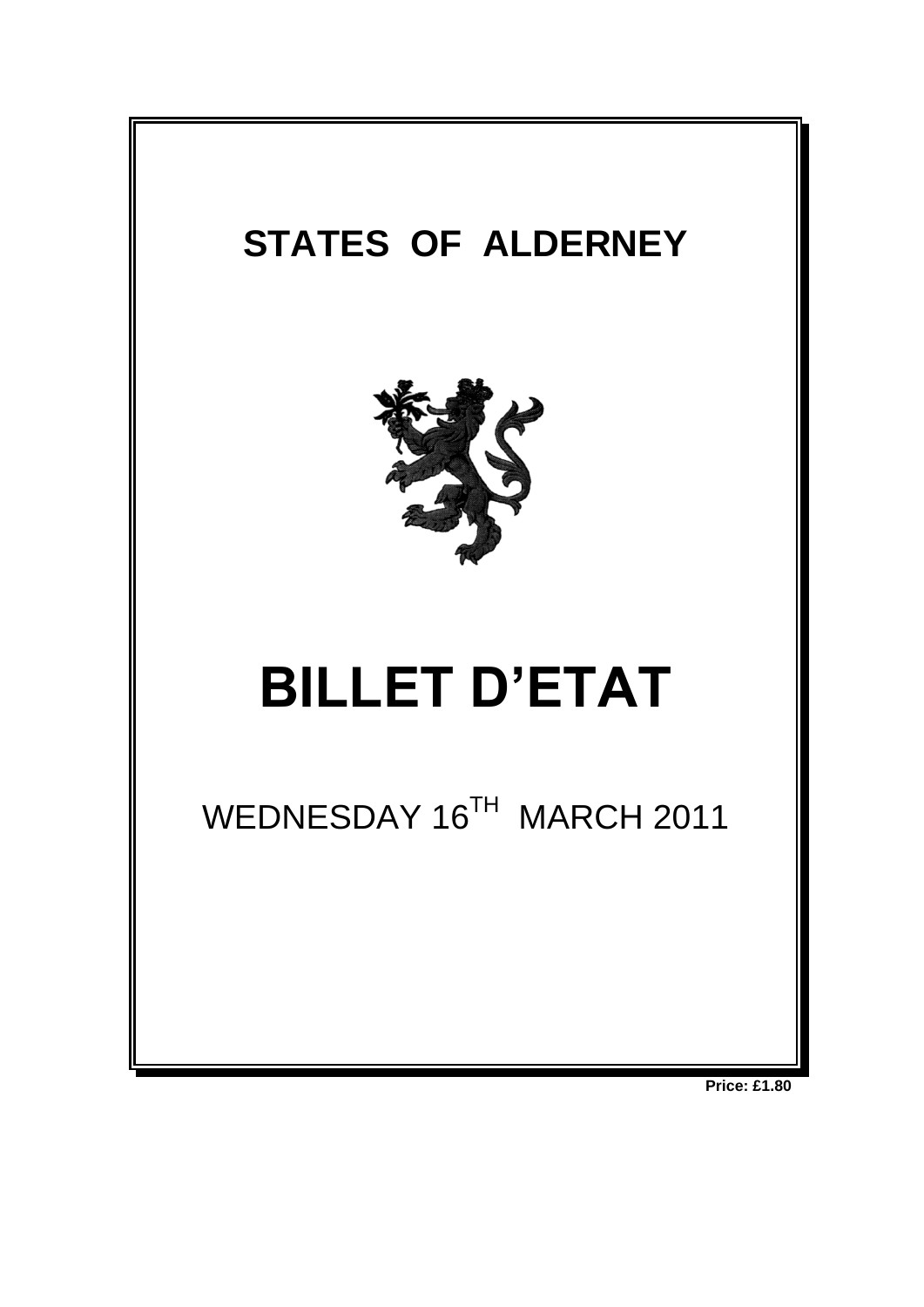# STATES OF ALDERNEY

# BILLET D'ETAT

WEDNESDAY 16TH MARCH 2011

**Price: £1.80**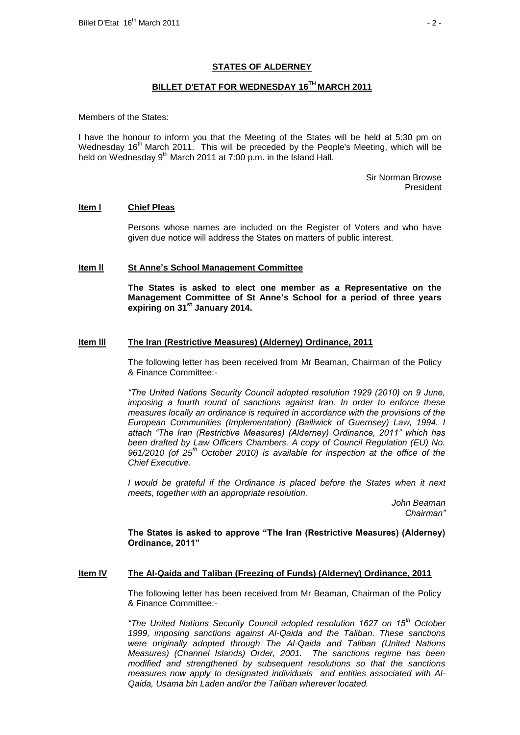**STATES OF ALDERNEY**

**BILLET D'ETAT FOR WEDNESDAY 16TH MARCH 2011**

Members of the States:

I have the honour to inform you that the Meeting of the States will be held at 5:30 pm on Wednesday 16th March 2011. This will be preceded by the People's Meeting, which will be held on Wednesday 9th March 2011 at 7:00 p.m. in the Island Hall.

Sir Norman Browse
President

**Item l** **Chief Pleas**

Persons whose names are included on the Register of Voters and who have given due notice will address the States on matters of public interest.

**Item ll** **St Anne's School Management Committee**

**The States is asked to elect one member as a Representative on the Management Committee of St Anne's School for a period of three years expiring on 31st January 2014.**

**Item lll** **The Iran (Restrictive Measures) (Alderney) Ordinance, 2011**

The following letter has been received from Mr Beaman, Chairman of the Policy & Finance Committee:-

*"The United Nations Security Council adopted resolution 1929 (2010) on 9 June, imposing a fourth round of sanctions against Iran. In order to enforce these measures locally an ordinance is required in accordance with the provisions of the European Communities (Implementation) (Bailiwick of Guernsey) Law, 1994. I attach "The Iran (Restrictive Measures) (Alderney) Ordinance, 2011" which has been drafted by Law Officers Chambers. A copy of Council Regulation (EU) No. 961/2010 (of 25th October 2010) is available for inspection at the office of the Chief Executive.*

*I would be grateful if the Ordinance is placed before the States when it next meets, together with an appropriate resolution.*

*John Beaman*
*Chairman"*

**The States is asked to approve "The Iran (Restrictive Measures) (Alderney) Ordinance, 2011"**

**Item lV** **The Al-Qaida and Taliban (Freezing of Funds) (Alderney) Ordinance, 2011**

The following letter has been received from Mr Beaman, Chairman of the Policy & Finance Committee:-

*"The United Nations Security Council adopted resolution 1627 on 15th October 1999, imposing sanctions against Al-Qaida and the Taliban. These sanctions were originally adopted through The Al-Qaida and Taliban (United Nations Measures) (Channel Islands) Order, 2001. The sanctions regime has been modified and strengthened by subsequent resolutions so that the sanctions measures now apply to designated individuals and entities associated with Al-Qaida, Usama bin Laden and/or the Taliban wherever located.*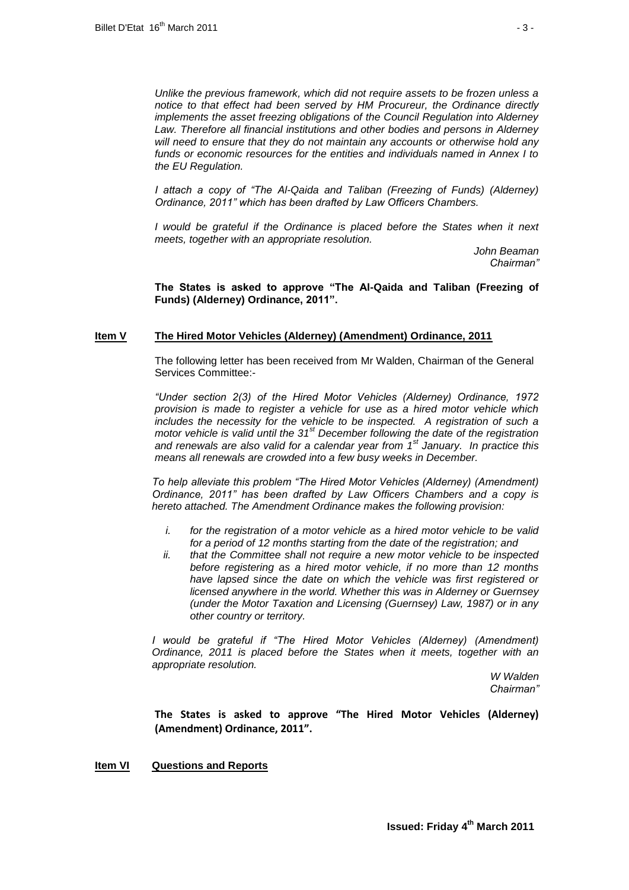*Unlike the previous framework, which did not require assets to be frozen unless a notice to that effect had been served by HM Procureur, the Ordinance directly implements the asset freezing obligations of the Council Regulation into Alderney Law. Therefore all financial institutions and other bodies and persons in Alderney will need to ensure that they do not maintain any accounts or otherwise hold any funds or economic resources for the entities and individuals named in Annex I to the EU Regulation.*

*I attach a copy of "The Al-Qaida and Taliban (Freezing of Funds) (Alderney) Ordinance, 2011" which has been drafted by Law Officers Chambers.*

*I would be grateful if the Ordinance is placed before the States when it next meets, together with an appropriate resolution.*

*John Beaman*
*Chairman"*

**The States is asked to approve "The Al-Qaida and Taliban (Freezing of Funds) (Alderney) Ordinance, 2011".**

## **Item V** **The Hired Motor Vehicles (Alderney) (Amendment) Ordinance, 2011**

The following letter has been received from Mr Walden, Chairman of the General Services Committee:-

*"Under section 2(3) of the Hired Motor Vehicles (Alderney) Ordinance, 1972 provision is made to register a vehicle for use as a hired motor vehicle which includes the necessity for the vehicle to be inspected. A registration of such a motor vehicle is valid until the 31st December following the date of the registration and renewals are also valid for a calendar year from 1st January. In practice this means all renewals are crowded into a few busy weeks in December.*

*To help alleviate this problem "The Hired Motor Vehicles (Alderney) (Amendment) Ordinance, 2011" has been drafted by Law Officers Chambers and a copy is hereto attached. The Amendment Ordinance makes the following provision:*

1. *for the registration of a motor vehicle as a hired motor vehicle to be valid for a period of 12 months starting from the date of the registration; and*
2. *that the Committee shall not require a new motor vehicle to be inspected before registering as a hired motor vehicle, if no more than 12 months have lapsed since the date on which the vehicle was first registered or licensed anywhere in the world. Whether this was in Alderney or Guernsey (under the Motor Taxation and Licensing (Guernsey) Law, 1987) or in any other country or territory.*

*I would be grateful if "The Hired Motor Vehicles (Alderney) (Amendment) Ordinance, 2011 is placed before the States when it meets, together with an appropriate resolution.*

*W Walden*
*Chairman"*

**The States is asked to approve "The Hired Motor Vehicles (Alderney) (Amendment) Ordinance, 2011".**

## **Item VI** **Questions and Reports**

**Issued: Friday 4th March 2011**